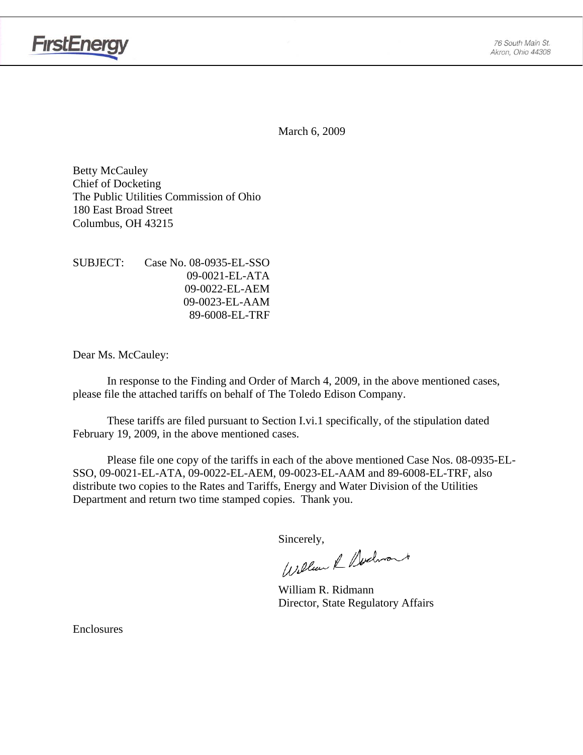FirstEnergy

76 South Main St.
Akron, Ohio 44308

March 6, 2009

Betty McCauley
Chief of Docketing
The Public Utilities Commission of Ohio
180 East Broad Street
Columbus, OH 43215

SUBJECT: Case No. 08-0935-EL-SSO
09-0021-EL-ATA
09-0022-EL-AEM
09-0023-EL-AAM
89-6008-EL-TRF

Dear Ms. McCauley:

In response to the Finding and Order of March 4, 2009, in the above mentioned cases, please file the attached tariffs on behalf of The Toledo Edison Company.

These tariffs are filed pursuant to Section I.vi.1 specifically, of the stipulation dated February 19, 2009, in the above mentioned cases.

Please file one copy of the tariffs in each of the above mentioned Case Nos. 08-0935-EL-SSO, 09-0021-EL-ATA, 09-0022-EL-AEM, 09-0023-EL-AAM and 89-6008-EL-TRF, also distribute two copies to the Rates and Tariffs, Energy and Water Division of the Utilities Department and return two time stamped copies. Thank you.

Sincerely,

William R. Ridmann
Director, State Regulatory Affairs

Enclosures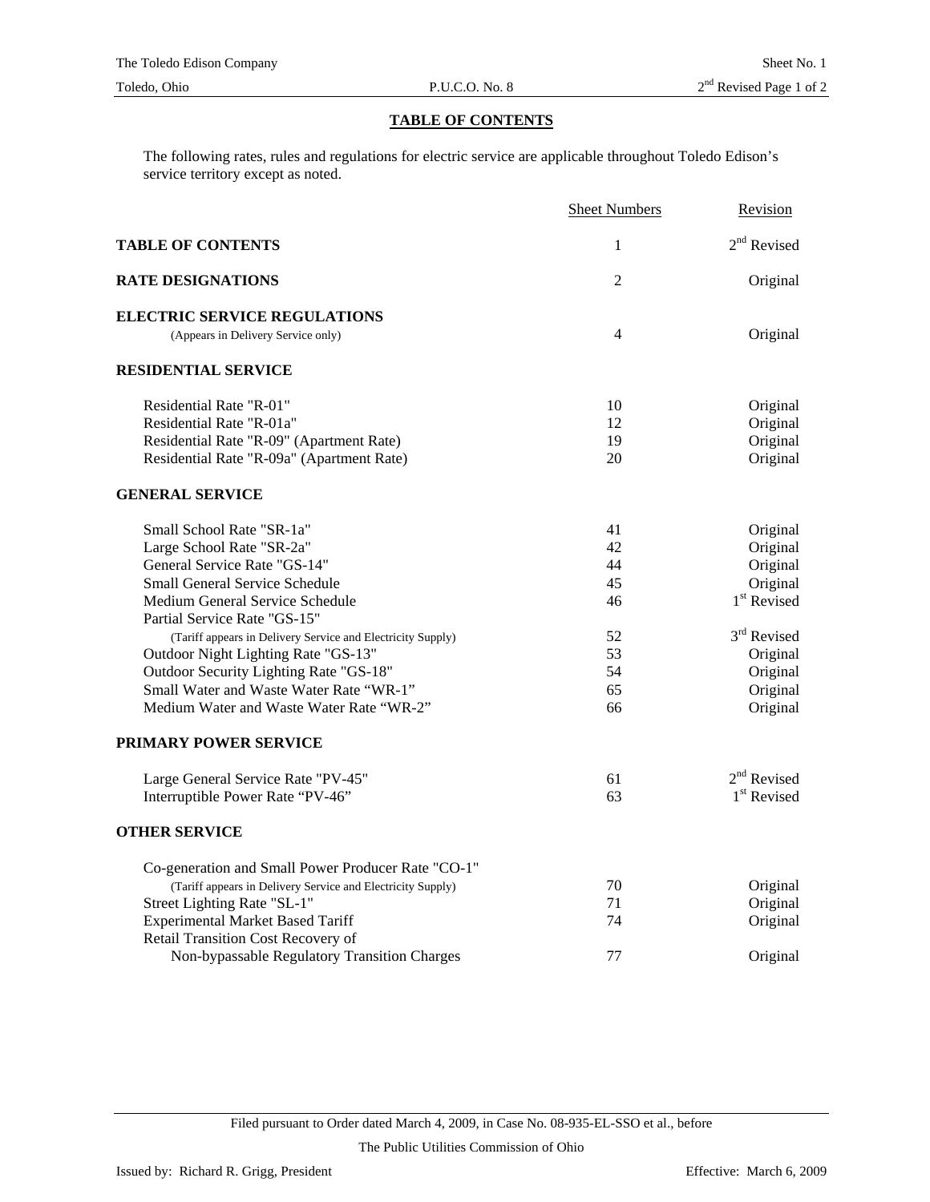## TABLE OF CONTENTS

The following rates, rules and regulations for electric service are applicable throughout Toledo Edison's service territory except as noted.

| | Sheet Numbers | Revision |
|---|---|---|
| **TABLE OF CONTENTS** | 1 | 2nd Revised |
| **RATE DESIGNATIONS** | 2 | Original |
| **ELECTRIC SERVICE REGULATIONS** (Appears in Delivery Service only) | 4 | Original |
| **RESIDENTIAL SERVICE** | | |
| Residential Rate "R-01" | 10 | Original |
| Residential Rate "R-01a" | 12 | Original |
| Residential Rate "R-09" (Apartment Rate) | 19 | Original |
| Residential Rate "R-09a" (Apartment Rate) | 20 | Original |
| **GENERAL SERVICE** | | |
| Small School Rate "SR-1a" | 41 | Original |
| Large School Rate "SR-2a" | 42 | Original |
| General Service Rate "GS-14" | 44 | Original |
| Small General Service Schedule | 45 | Original |
| Medium General Service Schedule | 46 | 1st Revised |
| Partial Service Rate "GS-15" (Tariff appears in Delivery Service and Electricity Supply) | 52 | 3rd Revised |
| Outdoor Night Lighting Rate "GS-13" | 53 | Original |
| Outdoor Security Lighting Rate "GS-18" | 54 | Original |
| Small Water and Waste Water Rate "WR-1" | 65 | Original |
| Medium Water and Waste Water Rate "WR-2" | 66 | Original |
| **PRIMARY POWER SERVICE** | | |
| Large General Service Rate "PV-45" | 61 | 2nd Revised |
| Interruptible Power Rate "PV-46" | 63 | 1st Revised |
| **OTHER SERVICE** | | |
| Co-generation and Small Power Producer Rate "CO-1" (Tariff appears in Delivery Service and Electricity Supply) | 70 | Original |
| Street Lighting Rate "SL-1" | 71 | Original |
| Experimental Market Based Tariff | 74 | Original |
| Retail Transition Cost Recovery of Non-bypassable Regulatory Transition Charges | 77 | Original |

Filed pursuant to Order dated March 4, 2009, in Case No. 08-935-EL-SSO et al., before The Public Utilities Commission of Ohio

Issued by: Richard R. Grigg, President

Effective: March 6, 2009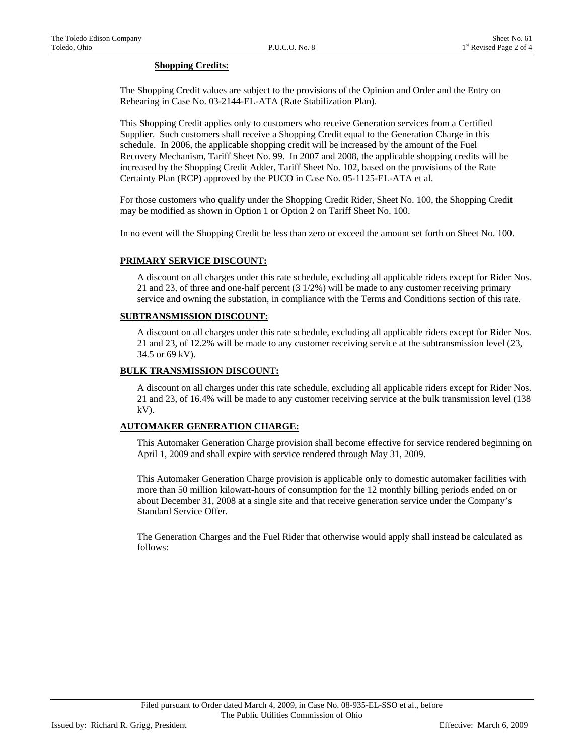**Shopping Credits:**

The Shopping Credit values are subject to the provisions of the Opinion and Order and the Entry on Rehearing in Case No. 03-2144-EL-ATA (Rate Stabilization Plan).

This Shopping Credit applies only to customers who receive Generation services from a Certified Supplier. Such customers shall receive a Shopping Credit equal to the Generation Charge in this schedule. In 2006, the applicable shopping credit will be increased by the amount of the Fuel Recovery Mechanism, Tariff Sheet No. 99. In 2007 and 2008, the applicable shopping credits will be increased by the Shopping Credit Adder, Tariff Sheet No. 102, based on the provisions of the Rate Certainty Plan (RCP) approved by the PUCO in Case No. 05-1125-EL-ATA et al.

For those customers who qualify under the Shopping Credit Rider, Sheet No. 100, the Shopping Credit may be modified as shown in Option 1 or Option 2 on Tariff Sheet No. 100.

In no event will the Shopping Credit be less than zero or exceed the amount set forth on Sheet No. 100.

**PRIMARY SERVICE DISCOUNT:**

A discount on all charges under this rate schedule, excluding all applicable riders except for Rider Nos. 21 and 23, of three and one-half percent (3 1/2%) will be made to any customer receiving primary service and owning the substation, in compliance with the Terms and Conditions section of this rate.

**SUBTRANSMISSION DISCOUNT:**

A discount on all charges under this rate schedule, excluding all applicable riders except for Rider Nos. 21 and 23, of 12.2% will be made to any customer receiving service at the subtransmission level (23, 34.5 or 69 kV).

**BULK TRANSMISSION DISCOUNT:**

A discount on all charges under this rate schedule, excluding all applicable riders except for Rider Nos. 21 and 23, of 16.4% will be made to any customer receiving service at the bulk transmission level (138 kV).

**AUTOMAKER GENERATION CHARGE:**

This Automaker Generation Charge provision shall become effective for service rendered beginning on April 1, 2009 and shall expire with service rendered through May 31, 2009.

This Automaker Generation Charge provision is applicable only to domestic automaker facilities with more than 50 million kilowatt-hours of consumption for the 12 monthly billing periods ended on or about December 31, 2008 at a single site and that receive generation service under the Company's Standard Service Offer.

The Generation Charges and the Fuel Rider that otherwise would apply shall instead be calculated as follows:

Filed pursuant to Order dated March 4, 2009, in Case No. 08-935-EL-SSO et al., before The Public Utilities Commission of Ohio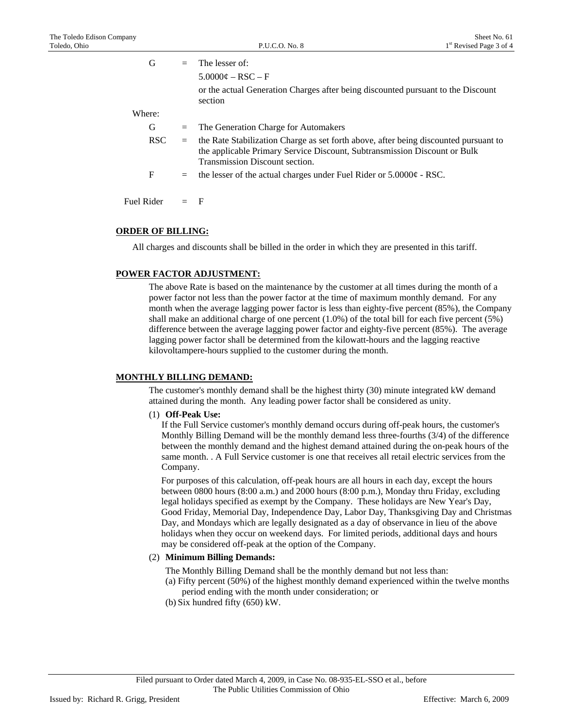| | | |
|---|---|---|
| G | = | The lesser of: |
| | | 5.0000¢ – RSC – F |
| | | or the actual Generation Charges after being discounted pursuant to the Discount section |
| Where: | | |
| G | = | The Generation Charge for Automakers |
| RSC | = | the Rate Stabilization Charge as set forth above, after being discounted pursuant to the applicable Primary Service Discount, Subtransmission Discount or Bulk Transmission Discount section. |
| F | = | the lesser of the actual charges under Fuel Rider or 5.0000¢ - RSC. |
| Fuel Rider | = | F |

## ORDER OF BILLING:

All charges and discounts shall be billed in the order in which they are presented in this tariff.

## POWER FACTOR ADJUSTMENT:

The above Rate is based on the maintenance by the customer at all times during the month of a power factor not less than the power factor at the time of maximum monthly demand. For any month when the average lagging power factor is less than eighty-five percent (85%), the Company shall make an additional charge of one percent (1.0%) of the total bill for each five percent (5%) difference between the average lagging power factor and eighty-five percent (85%). The average lagging power factor shall be determined from the kilowatt-hours and the lagging reactive kilovoltampere-hours supplied to the customer during the month.

## MONTHLY BILLING DEMAND:

The customer's monthly demand shall be the highest thirty (30) minute integrated kW demand attained during the month. Any leading power factor shall be considered as unity.

(1) **Off-Peak Use:**

If the Full Service customer's monthly demand occurs during off-peak hours, the customer's Monthly Billing Demand will be the monthly demand less three-fourths (3/4) of the difference between the monthly demand and the highest demand attained during the on-peak hours of the same month. . A Full Service customer is one that receives all retail electric services from the Company.

For purposes of this calculation, off-peak hours are all hours in each day, except the hours between 0800 hours (8:00 a.m.) and 2000 hours (8:00 p.m.), Monday thru Friday, excluding legal holidays specified as exempt by the Company. These holidays are New Year's Day, Good Friday, Memorial Day, Independence Day, Labor Day, Thanksgiving Day and Christmas Day, and Mondays which are legally designated as a day of observance in lieu of the above holidays when they occur on weekend days. For limited periods, additional days and hours may be considered off-peak at the option of the Company.

(2) **Minimum Billing Demands:**

The Monthly Billing Demand shall be the monthly demand but not less than:

(a) Fifty percent (50%) of the highest monthly demand experienced within the twelve months period ending with the month under consideration; or

(b) Six hundred fifty (650) kW.

Filed pursuant to Order dated March 4, 2009, in Case No. 08-935-EL-SSO et al., before The Public Utilities Commission of Ohio

Issued by: Richard R. Grigg, President — Effective: March 6, 2009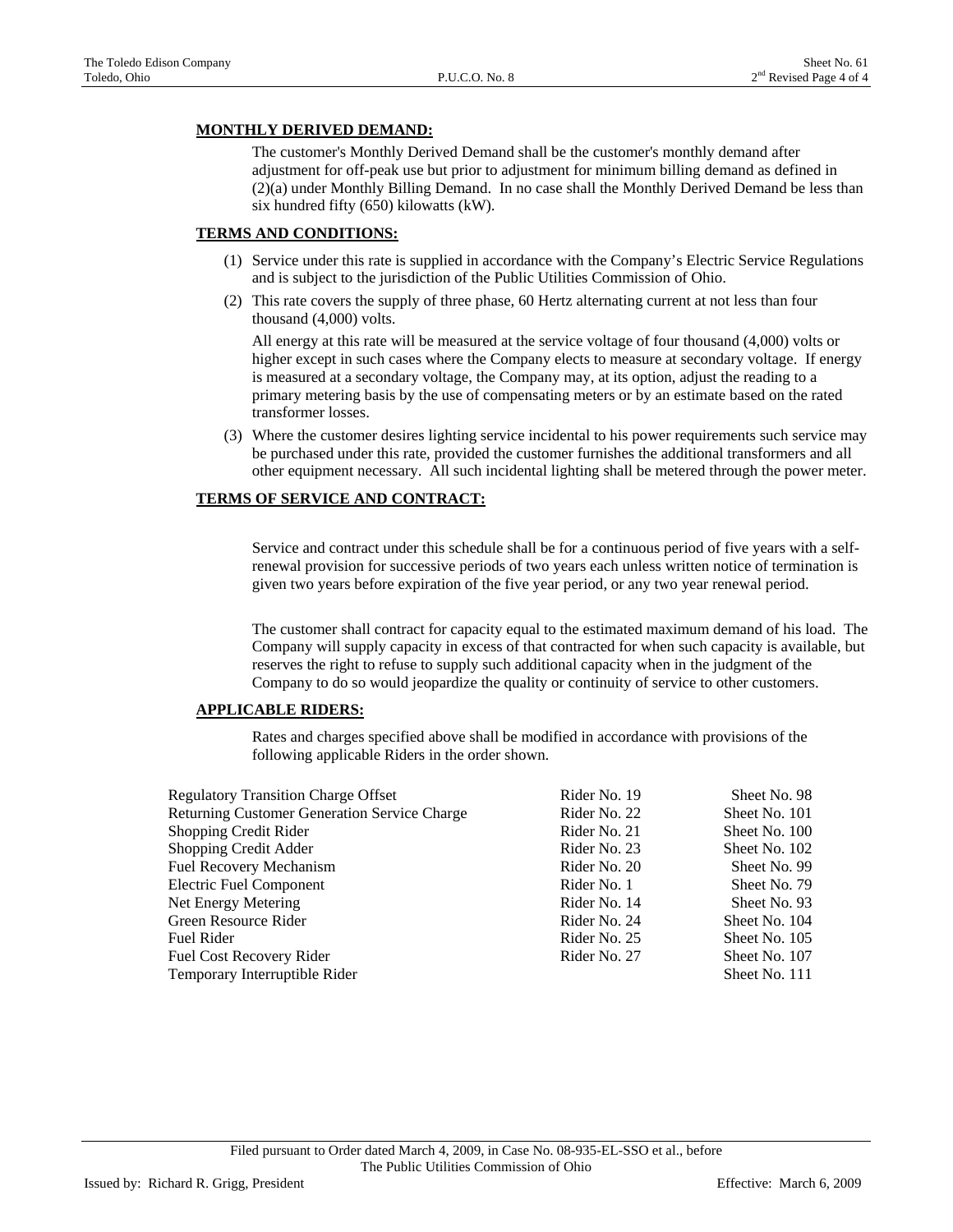**MONTHLY DERIVED DEMAND:**

The customer's Monthly Derived Demand shall be the customer's monthly demand after adjustment for off-peak use but prior to adjustment for minimum billing demand as defined in (2)(a) under Monthly Billing Demand. In no case shall the Monthly Derived Demand be less than six hundred fifty (650) kilowatts (kW).

**TERMS AND CONDITIONS:**

(1) Service under this rate is supplied in accordance with the Company's Electric Service Regulations and is subject to the jurisdiction of the Public Utilities Commission of Ohio.

(2) This rate covers the supply of three phase, 60 Hertz alternating current at not less than four thousand (4,000) volts.

All energy at this rate will be measured at the service voltage of four thousand (4,000) volts or higher except in such cases where the Company elects to measure at secondary voltage. If energy is measured at a secondary voltage, the Company may, at its option, adjust the reading to a primary metering basis by the use of compensating meters or by an estimate based on the rated transformer losses.

(3) Where the customer desires lighting service incidental to his power requirements such service may be purchased under this rate, provided the customer furnishes the additional transformers and all other equipment necessary. All such incidental lighting shall be metered through the power meter.

**TERMS OF SERVICE AND CONTRACT:**

Service and contract under this schedule shall be for a continuous period of five years with a self-renewal provision for successive periods of two years each unless written notice of termination is given two years before expiration of the five year period, or any two year renewal period.

The customer shall contract for capacity equal to the estimated maximum demand of his load. The Company will supply capacity in excess of that contracted for when such capacity is available, but reserves the right to refuse to supply such additional capacity when in the judgment of the Company to do so would jeopardize the quality or continuity of service to other customers.

**APPLICABLE RIDERS:**

Rates and charges specified above shall be modified in accordance with provisions of the following applicable Riders in the order shown.

| | | |
|---|---|---|
| Regulatory Transition Charge Offset | Rider No. 19 | Sheet No. 98 |
| Returning Customer Generation Service Charge | Rider No. 22 | Sheet No. 101 |
| Shopping Credit Rider | Rider No. 21 | Sheet No. 100 |
| Shopping Credit Adder | Rider No. 23 | Sheet No. 102 |
| Fuel Recovery Mechanism | Rider No. 20 | Sheet No. 99 |
| Electric Fuel Component | Rider No. 1 | Sheet No. 79 |
| Net Energy Metering | Rider No. 14 | Sheet No. 93 |
| Green Resource Rider | Rider No. 24 | Sheet No. 104 |
| Fuel Rider | Rider No. 25 | Sheet No. 105 |
| Fuel Cost Recovery Rider | Rider No. 27 | Sheet No. 107 |
| Temporary Interruptible Rider | | Sheet No. 111 |

Filed pursuant to Order dated March 4, 2009, in Case No. 08-935-EL-SSO et al., before The Public Utilities Commission of Ohio

Issued by: Richard R. Grigg, President

Effective: March 6, 2009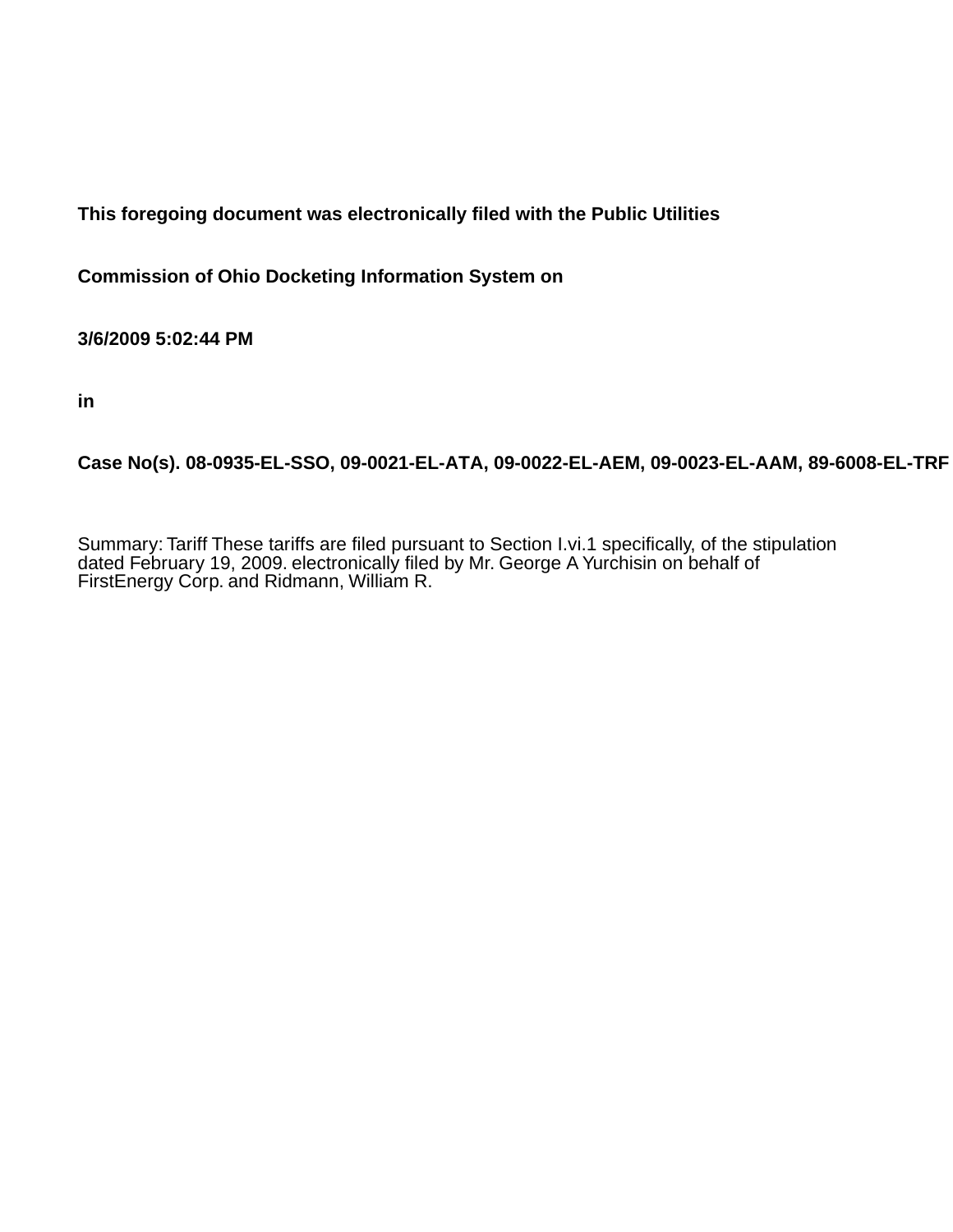**This foregoing document was electronically filed with the Public Utilities**

**Commission of Ohio Docketing Information System on**

**3/6/2009 5:02:44 PM**

**in**

**Case No(s). 08-0935-EL-SSO, 09-0021-EL-ATA, 09-0022-EL-AEM, 09-0023-EL-AAM, 89-6008-EL-TRF**

Summary: Tariff These tariffs are filed pursuant to Section I.vi.1 specifically, of the stipulation dated February 19, 2009. electronically filed by Mr. George A Yurchisin on behalf of FirstEnergy Corp. and Ridmann, William R.